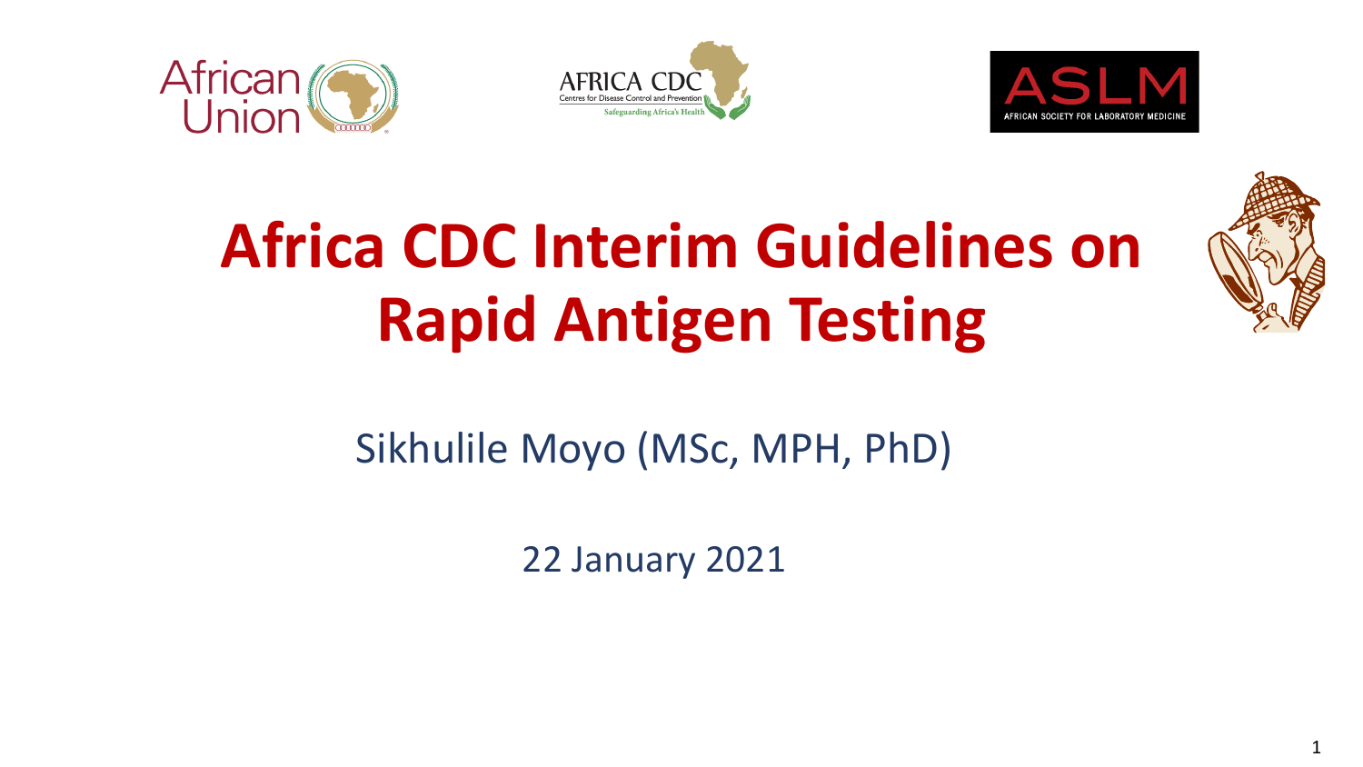# Africa CDC Interim Guidelines on Rapid Antigen Testing

Sikhulile Moyo (MSc, MPH, PhD)

22 January 2021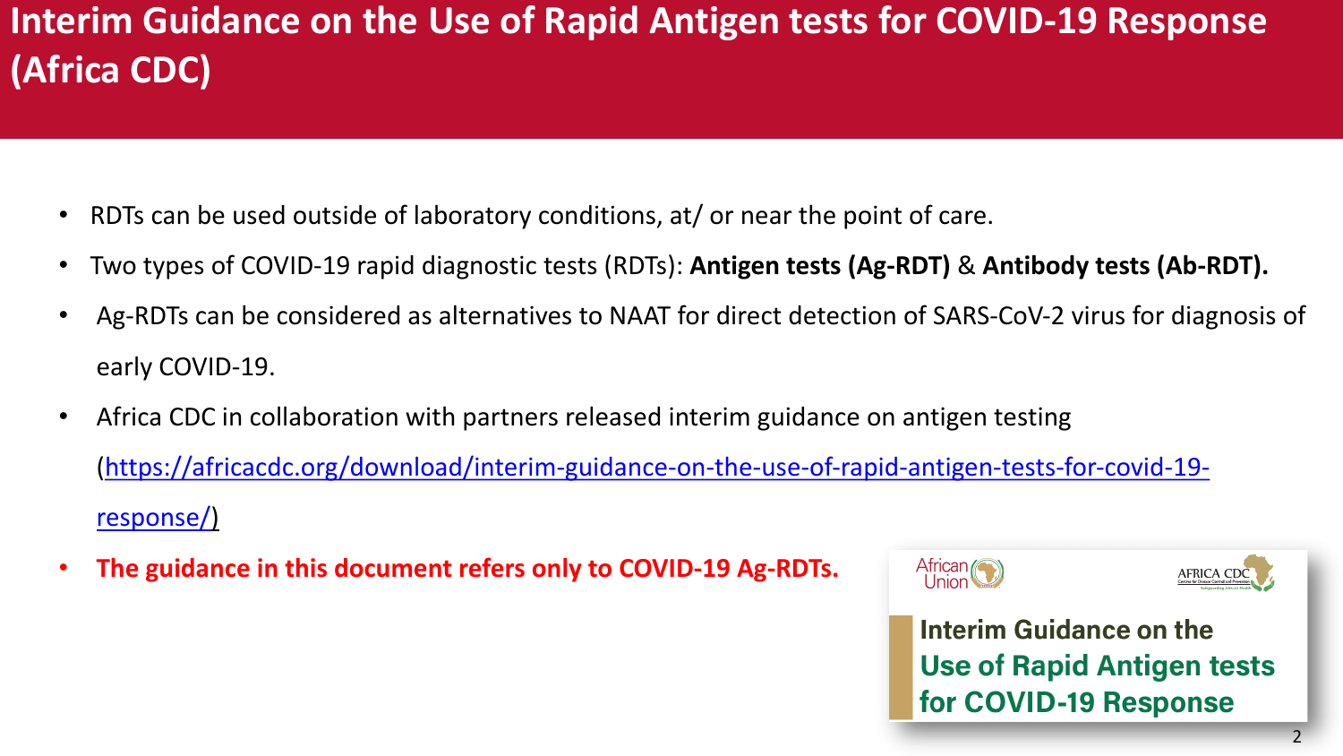# Interim Guidance on the Use of Rapid Antigen tests for COVID-19 Response (Africa CDC)

- RDTs can be used outside of laboratory conditions, at/ or near the point of care.
- Two types of COVID-19 rapid diagnostic tests (RDTs): **Antigen tests (Ag-RDT)** & **Antibody tests (Ab-RDT).**
- Ag-RDTs can be considered as alternatives to NAAT for direct detection of SARS-CoV-2 virus for diagnosis of early COVID-19.
- Africa CDC in collaboration with partners released interim guidance on antigen testing (https://africacdc.org/download/interim-guidance-on-the-use-of-rapid-antigen-tests-for-covid-19-response/)
- **The guidance in this document refers only to COVID-19 Ag-RDTs.**

African Union | AFRICA CDC

**Interim Guidance on the Use of Rapid Antigen tests for COVID-19 Response**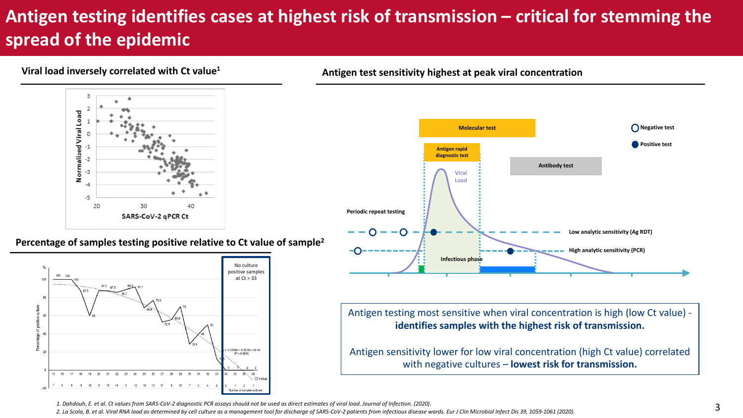# Antigen testing identifies cases at highest risk of transmission – critical for stemming the spread of the epidemic

## Viral load inversely correlated with Ct value[1]

## Percentage of samples testing positive relative to Ct value of sample[2]

No culture positive samples at Ct > 33

## Antigen test sensitivity highest at peak viral concentration

Molecular test

Antigen rapid diagnostic test

Antibody test

Negative test

Positive test

Viral Load

Periodic repeat testing

Low analytic sensitivity (Ag RDT)

High analytic sensitivity (PCR)

Infectious phase

Antigen testing most sensitive when viral concentration is high (low Ct value) - **identifies samples with the highest risk of transmission.**

Antigen sensitivity lower for low viral concentration (high Ct value) correlated with negative cultures – **lowest risk for transmission.**

1. *Dahdouh, E. et al. Ct values from SARS-CoV-2 diagnostic PCR assays should not be used as direct estimates of viral load. Journal of Infection. (2020).*
2. *La Scola, B. et al. Viral RNA load as determined by cell culture as a management tool for discharge of SARS-CoV-2 patients from infectious disease wards. Eur J Clin Microbiol Infect Dis 39, 1059-1061 (2020).*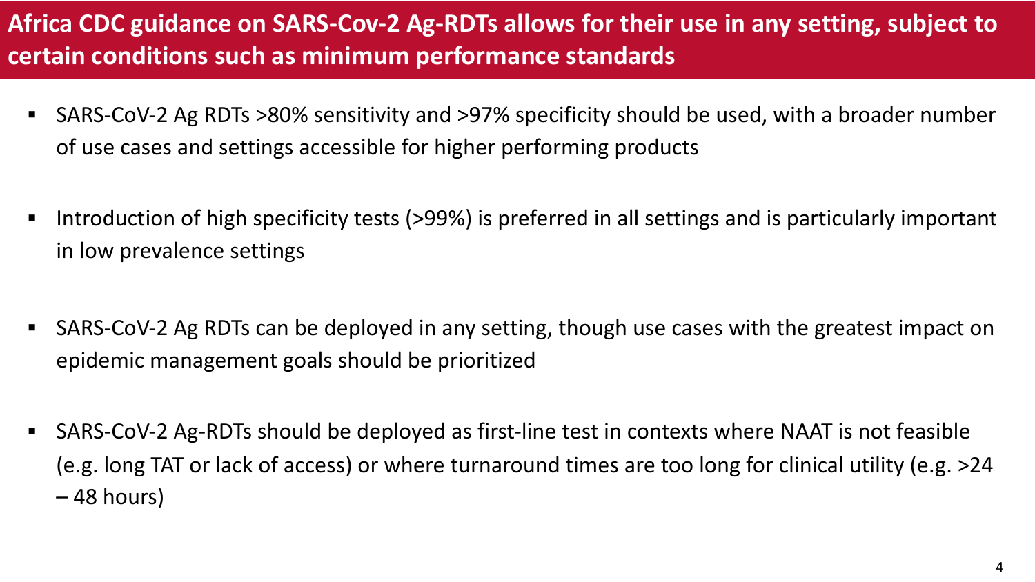# Africa CDC guidance on SARS-Cov-2 Ag-RDTs allows for their use in any setting, subject to certain conditions such as minimum performance standards

- SARS-CoV-2 Ag RDTs >80% sensitivity and >97% specificity should be used, with a broader number of use cases and settings accessible for higher performing products
- Introduction of high specificity tests (>99%) is preferred in all settings and is particularly important in low prevalence settings
- SARS-CoV-2 Ag RDTs can be deployed in any setting, though use cases with the greatest impact on epidemic management goals should be prioritized
- SARS-CoV-2 Ag-RDTs should be deployed as first-line test in contexts where NAAT is not feasible (e.g. long TAT or lack of access) or where turnaround times are too long for clinical utility (e.g. >24 – 48 hours)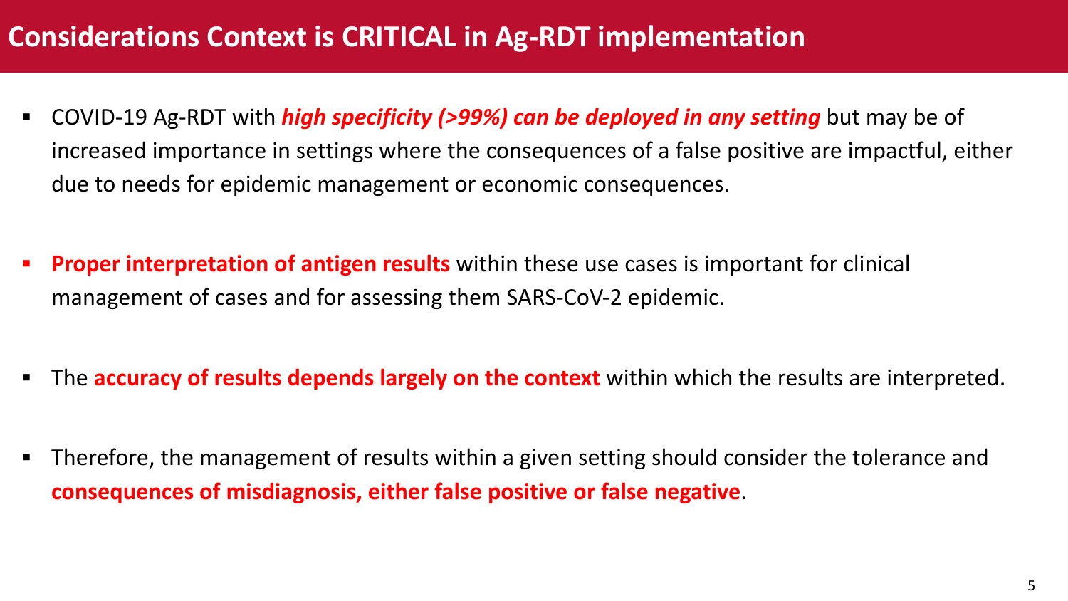# Considerations Context is CRITICAL in Ag-RDT implementation

- COVID-19 Ag-RDT with ***high specificity (>99%) can be deployed in any setting*** but may be of increased importance in settings where the consequences of a false positive are impactful, either due to needs for epidemic management or economic consequences.

- **Proper interpretation of antigen results** within these use cases is important for clinical management of cases and for assessing them SARS-CoV-2 epidemic.

- The **accuracy of results depends largely on the context** within which the results are interpreted.

- Therefore, the management of results within a given setting should consider the tolerance and **consequences of misdiagnosis, either false positive or false negative**.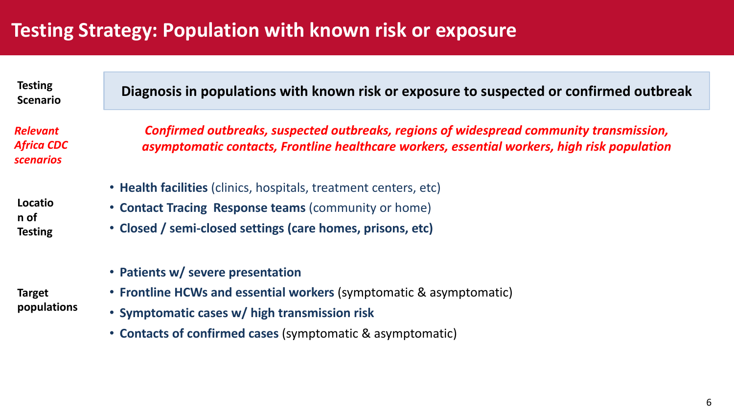# Testing Strategy: Population with known risk or exposure

**Testing Scenario**

**Diagnosis in populations with known risk or exposure to suspected or confirmed outbreak**

***Relevant Africa CDC scenarios***

***Confirmed outbreaks, suspected outbreaks, regions of widespread community transmission, asymptomatic contacts, Frontline healthcare workers, essential workers, high risk population***

**Location of Testing**

- **Health facilities** (clinics, hospitals, treatment centers, etc)
- **Contact Tracing  Response teams** (community or home)
- **Closed / semi-closed settings (care homes, prisons, etc)**

**Target populations**

- **Patients w/ severe presentation**
- **Frontline HCWs and essential workers** (symptomatic & asymptomatic)
- **Symptomatic cases w/ high transmission risk**
- **Contacts of confirmed cases** (symptomatic & asymptomatic)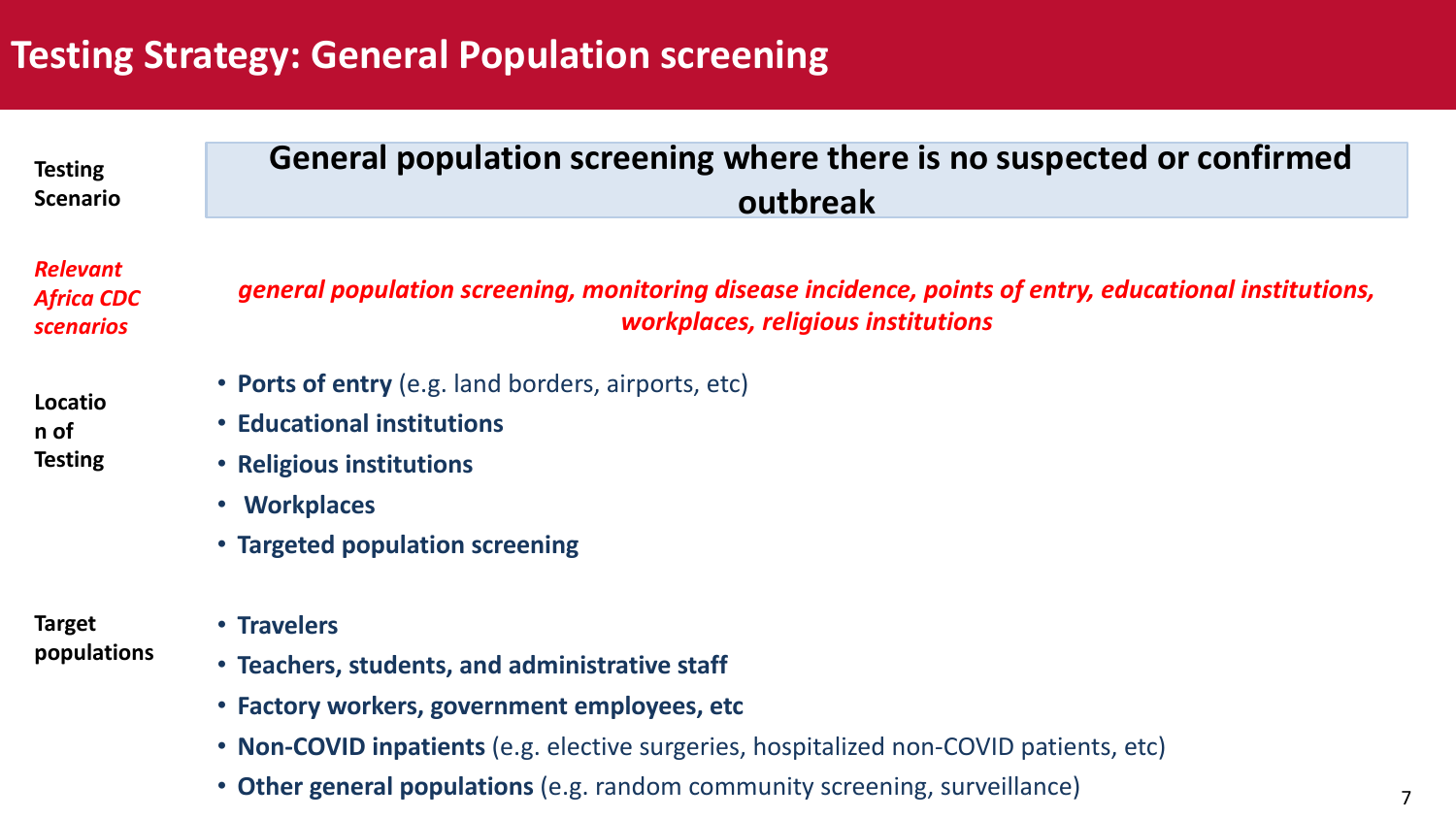# Testing Strategy: General Population screening

**Testing Scenario**

**General population screening where there is no suspected or confirmed outbreak**

***Relevant Africa CDC scenarios***

***general population screening, monitoring disease incidence, points of entry, educational institutions, workplaces, religious institutions***

**Location of Testing**

- **Ports of entry** (e.g. land borders, airports, etc)
- **Educational institutions**
- **Religious institutions**
- **Workplaces**
- **Targeted population screening**

**Target populations**

- **Travelers**
- **Teachers, students, and administrative staff**
- **Factory workers, government employees, etc**
- **Non-COVID inpatients** (e.g. elective surgeries, hospitalized non-COVID patients, etc)
- **Other general populations** (e.g. random community screening, surveillance)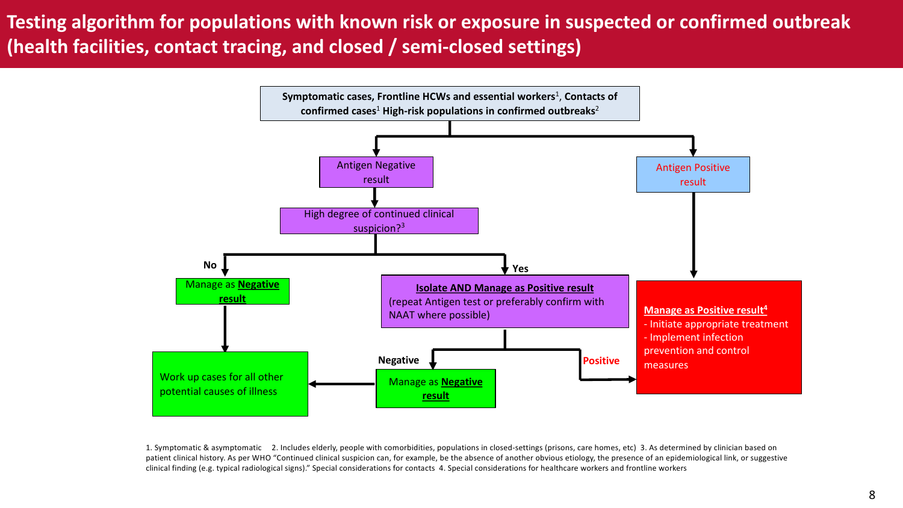# Testing algorithm for populations with known risk or exposure in suspected or confirmed outbreak (health facilities, contact tracing, and closed / semi-closed settings)

**Symptomatic cases, Frontline HCWs and essential workers**[1], **Contacts of confirmed cases**[1] **High-risk populations in confirmed outbreaks**[2]

- **Antigen Negative result**
  - High degree of continued clinical suspicion?[3]
    - **No** → Manage as **Negative result** → Work up cases for all other potential causes of illness
    - **Yes** → **Isolate AND Manage as Positive result** (repeat Antigen test or preferably confirm with NAAT where possible)
      - **Negative** → Manage as **Negative result** → Work up cases for all other potential causes of illness
      - **Positive** → Manage as Positive result[4]
- **Antigen Positive result**
  - **Manage as Positive result**[4]
    - Initiate appropriate treatment
    - Implement infection prevention and control measures

1. Symptomatic & asymptomatic 2. Includes elderly, people with comorbidities, populations in closed-settings (prisons, care homes, etc) 3. As determined by clinician based on patient clinical history. As per WHO "Continued clinical suspicion can, for example, be the absence of another obvious etiology, the presence of an epidemiological link, or suggestive clinical finding (e.g. typical radiological signs)." Special considerations for contacts 4. Special considerations for healthcare workers and frontline workers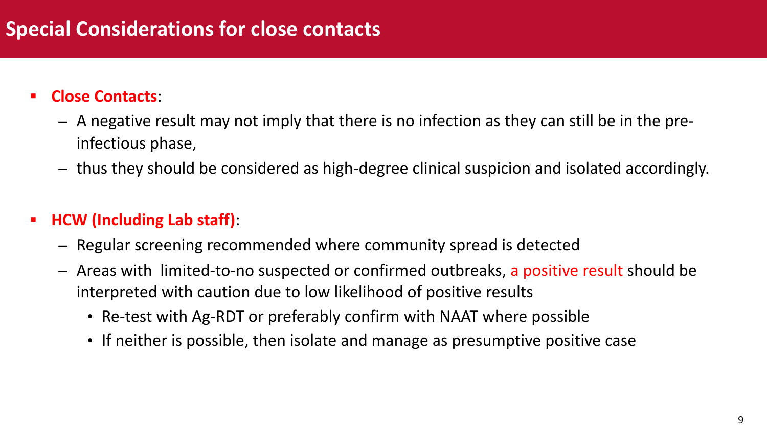# Special Considerations for close contacts

- **Close Contacts**:
  - A negative result may not imply that there is no infection as they can still be in the pre-infectious phase,
  - thus they should be considered as high-degree clinical suspicion and isolated accordingly.

- **HCW (Including Lab staff)**:
  - Regular screening recommended where community spread is detected
  - Areas with limited-to-no suspected or confirmed outbreaks, a positive result should be interpreted with caution due to low likelihood of positive results
    - Re-test with Ag-RDT or preferably confirm with NAAT where possible
    - If neither is possible, then isolate and manage as presumptive positive case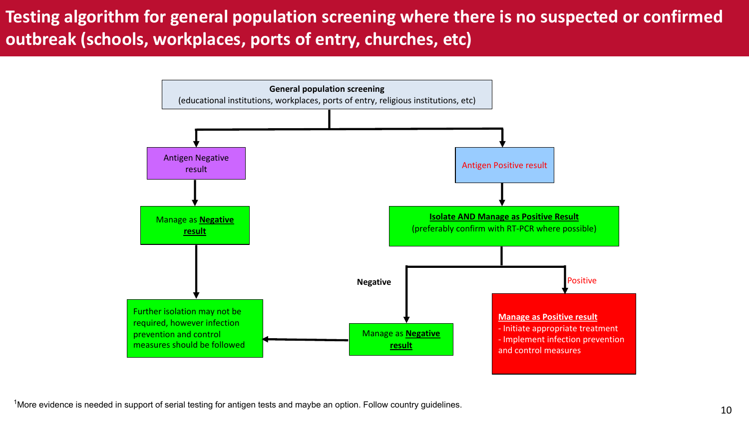# Testing algorithm for general population screening where there is no suspected or confirmed outbreak (schools, workplaces, ports of entry, churches, etc)

**General population screening**
(educational institutions, workplaces, ports of entry, religious institutions, etc)

- **Antigen Negative result**
  - Manage as **Negative result**
    - Further isolation may not be required, however infection prevention and control measures should be followed

- **Antigen Positive result**
  - **Isolate AND Manage as Positive Result** (preferably confirm with RT-PCR where possible)
    - **Negative**
      - Manage as **Negative result**
        - Further isolation may not be required, however infection prevention and control measures should be followed
    - **Positive**
      - **Manage as Positive result**
        - Initiate appropriate treatment
        - Implement infection prevention and control measures

[1]More evidence is needed in support of serial testing for antigen tests and maybe an option. Follow country guidelines.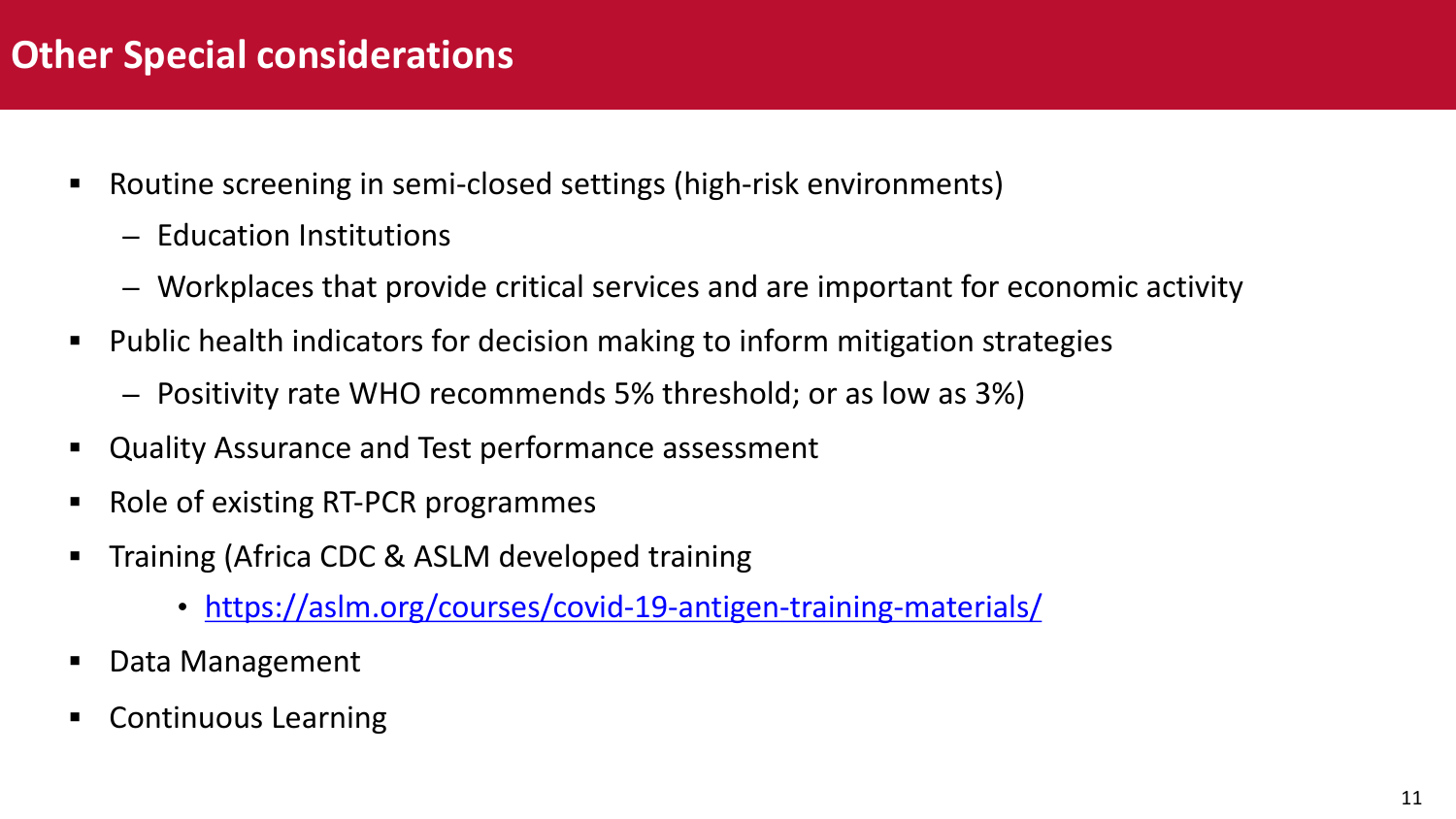# Other Special considerations

- Routine screening in semi-closed settings (high-risk environments)
  - Education Institutions
  - Workplaces that provide critical services and are important for economic activity
- Public health indicators for decision making to inform mitigation strategies
  - Positivity rate WHO recommends 5% threshold; or as low as 3%)
- Quality Assurance and Test performance assessment
- Role of existing RT-PCR programmes
- Training (Africa CDC & ASLM developed training
  - https://aslm.org/courses/covid-19-antigen-training-materials/
- Data Management
- Continuous Learning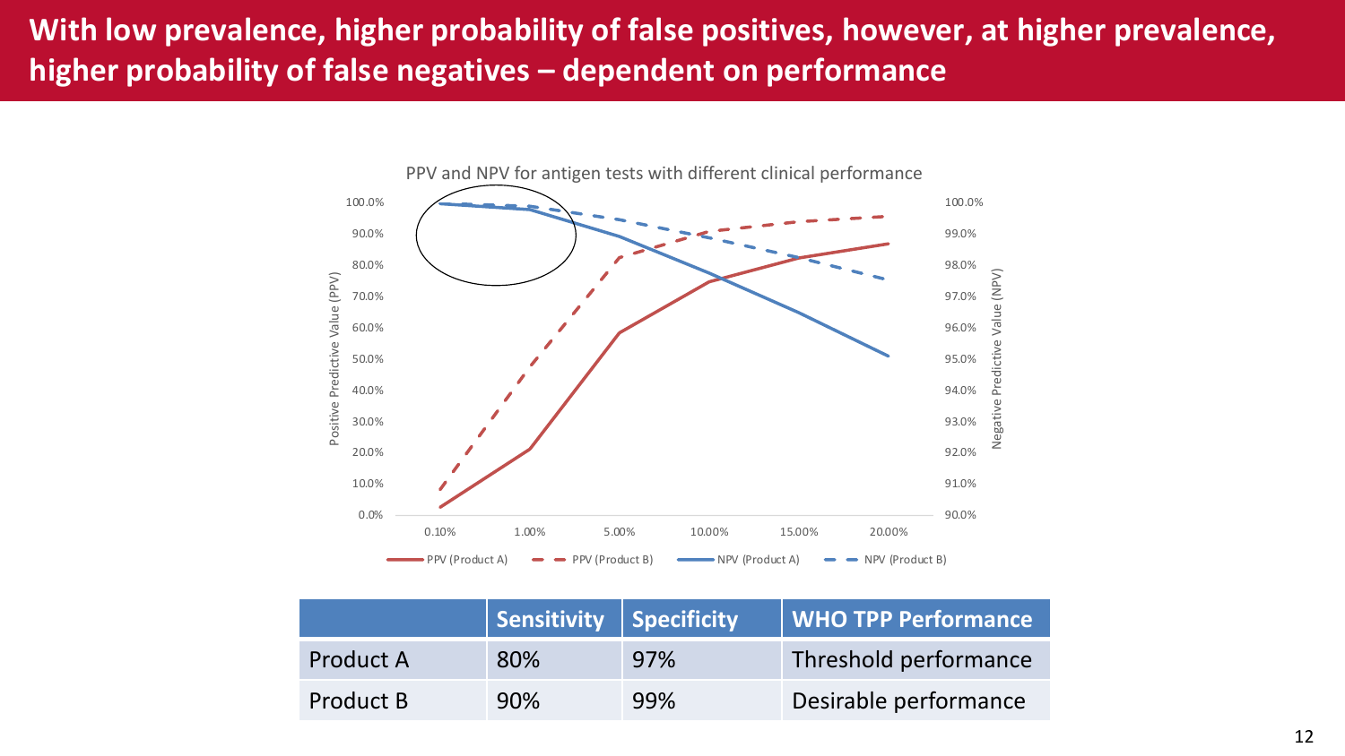# With low prevalence, higher probability of false positives, however, at higher prevalence, higher probability of false negatives – dependent on performance

PPV and NPV for antigen tests with different clinical performance

| | Sensitivity | Specificity | WHO TPP Performance |
| --- | --- | --- | --- |
| Product A | 80% | 97% | Threshold performance |
| Product B | 90% | 99% | Desirable performance |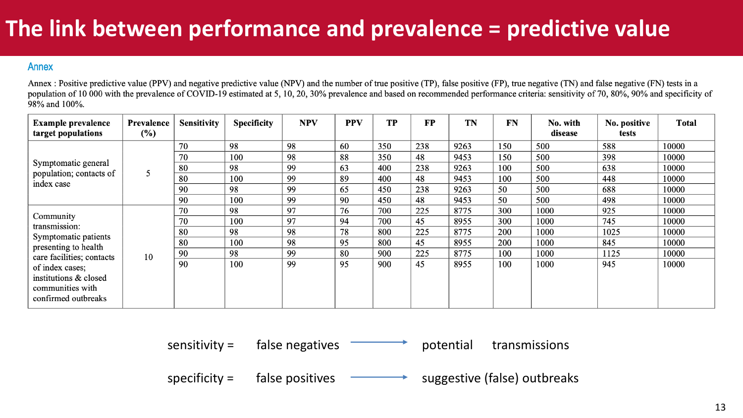# The link between performance and prevalence = predictive value

## Annex

Annex : Positive predictive value (PPV) and negative predictive value (NPV) and the number of true positive (TP), false positive (FP), true negative (TN) and false negative (FN) tests in a population of 10 000 with the prevalence of COVID-19 estimated at 5, 10, 20, 30% prevalence and based on recommended performance criteria: sensitivity of 70, 80%, 90% and specificity of 98% and 100%.

| Example prevalence target populations | Prevalence (%) | Sensitivity | Specificity | NPV | PPV | TP | FP | TN | FN | No. with disease | No. positive tests | Total |
|---|---|---|---|---|---|---|---|---|---|---|---|---|
| Symptomatic general population; contacts of index case | 5 | 70 | 98 | 98 | 60 | 350 | 238 | 9263 | 150 | 500 | 588 | 10000 |
| | | 70 | 100 | 98 | 88 | 350 | 48 | 9453 | 150 | 500 | 398 | 10000 |
| | | 80 | 98 | 99 | 63 | 400 | 238 | 9263 | 100 | 500 | 638 | 10000 |
| | | 80 | 100 | 99 | 89 | 400 | 48 | 9453 | 100 | 500 | 448 | 10000 |
| | | 90 | 98 | 99 | 65 | 450 | 238 | 9263 | 50 | 500 | 688 | 10000 |
| | | 90 | 100 | 99 | 90 | 450 | 48 | 9453 | 50 | 500 | 498 | 10000 |
| Community transmission: Symptomatic patients presenting to health care facilities; contacts of index cases; institutions & closed communities with confirmed outbreaks | 10 | 70 | 98 | 97 | 76 | 700 | 225 | 8775 | 300 | 1000 | 925 | 10000 |
| | | 70 | 100 | 97 | 94 | 700 | 45 | 8955 | 300 | 1000 | 745 | 10000 |
| | | 80 | 98 | 98 | 78 | 800 | 225 | 8775 | 200 | 1000 | 1025 | 10000 |
| | | 80 | 100 | 98 | 95 | 800 | 45 | 8955 | 200 | 1000 | 845 | 10000 |
| | | 90 | 98 | 99 | 80 | 900 | 225 | 8775 | 100 | 1000 | 1125 | 10000 |
| | | 90 | 100 | 99 | 95 | 900 | 45 | 8955 | 100 | 1000 | 945 | 10000 |

sensitivity = false negatives → potential transmissions

specificity = false positives → suggestive (false) outbreaks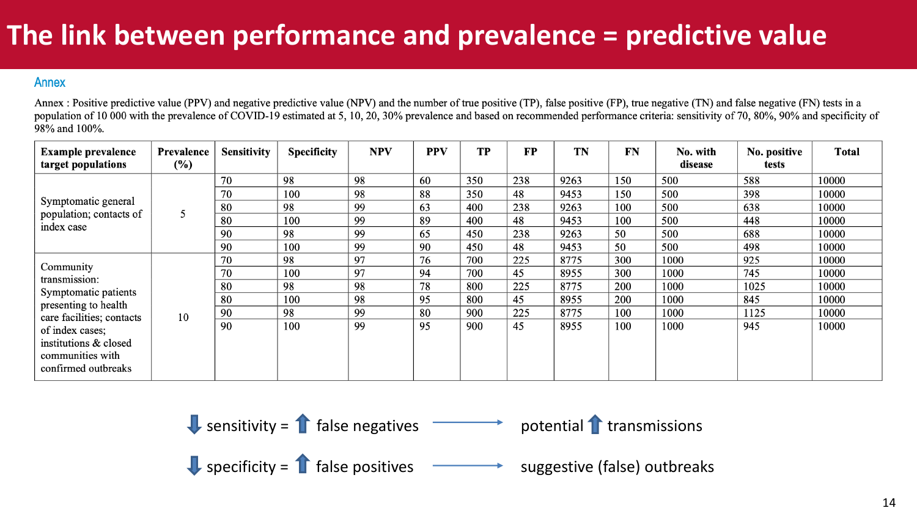# The link between performance and prevalence = predictive value

## Annex

Annex : Positive predictive value (PPV) and negative predictive value (NPV) and the number of true positive (TP), false positive (FP), true negative (TN) and false negative (FN) tests in a population of 10 000 with the prevalence of COVID-19 estimated at 5, 10, 20, 30% prevalence and based on recommended performance criteria: sensitivity of 70, 80%, 90% and specificity of 98% and 100%.

| Example prevalence target populations | Prevalence (%) | Sensitivity | Specificity | NPV | PPV | TP | FP | TN | FN | No. with disease | No. positive tests | Total |
|---|---|---|---|---|---|---|---|---|---|---|---|---|
| Symptomatic general population; contacts of index case | 5 | 70 | 98 | 98 | 60 | 350 | 238 | 9263 | 150 | 500 | 588 | 10000 |
| | | 70 | 100 | 98 | 88 | 350 | 48 | 9453 | 150 | 500 | 398 | 10000 |
| | | 80 | 98 | 99 | 63 | 400 | 238 | 9263 | 100 | 500 | 638 | 10000 |
| | | 80 | 100 | 99 | 89 | 400 | 48 | 9453 | 100 | 500 | 448 | 10000 |
| | | 90 | 98 | 99 | 65 | 450 | 238 | 9263 | 50 | 500 | 688 | 10000 |
| | | 90 | 100 | 99 | 90 | 450 | 48 | 9453 | 50 | 500 | 498 | 10000 |
| Community transmission: Symptomatic patients presenting to health care facilities; contacts of index cases; institutions & closed communities with confirmed outbreaks | 10 | 70 | 98 | 97 | 76 | 700 | 225 | 8775 | 300 | 1000 | 925 | 10000 |
| | | 70 | 100 | 97 | 94 | 700 | 45 | 8955 | 300 | 1000 | 745 | 10000 |
| | | 80 | 98 | 98 | 78 | 800 | 225 | 8775 | 200 | 1000 | 1025 | 10000 |
| | | 80 | 100 | 98 | 95 | 800 | 45 | 8955 | 200 | 1000 | 845 | 10000 |
| | | 90 | 98 | 99 | 80 | 900 | 225 | 8775 | 100 | 1000 | 1125 | 10000 |
| | | 90 | 100 | 99 | 95 | 900 | 45 | 8955 | 100 | 1000 | 945 | 10000 |

↓ sensitivity = ↑ false negatives → potential ↑ transmissions

↓ specificity = ↑ false positives → suggestive (false) outbreaks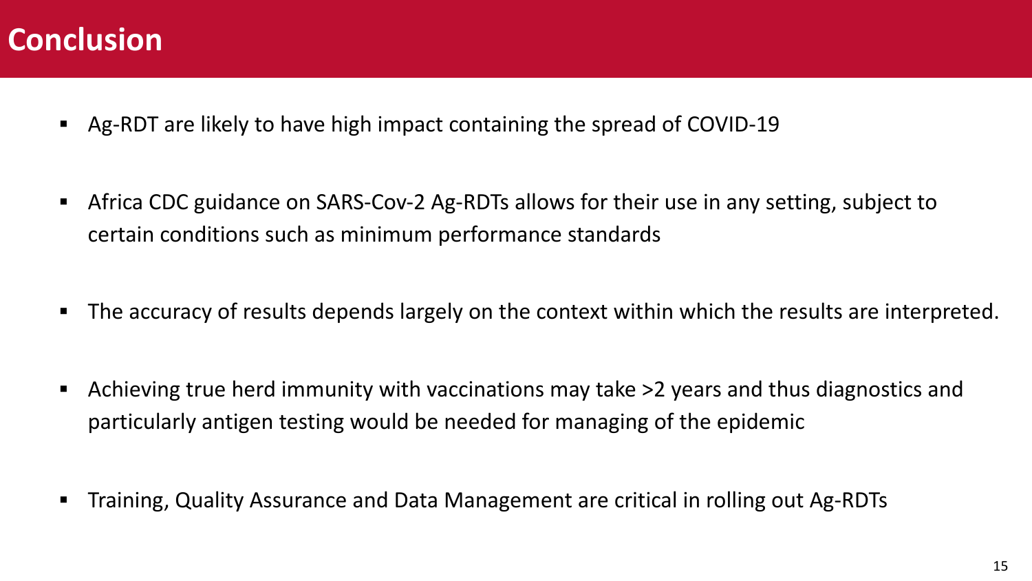# Conclusion

- Ag-RDT are likely to have high impact containing the spread of COVID-19
- Africa CDC guidance on SARS-Cov-2 Ag-RDTs allows for their use in any setting, subject to certain conditions such as minimum performance standards
- The accuracy of results depends largely on the context within which the results are interpreted.
- Achieving true herd immunity with vaccinations may take >2 years and thus diagnostics and particularly antigen testing would be needed for managing of the epidemic
- Training, Quality Assurance and Data Management are critical in rolling out Ag-RDTs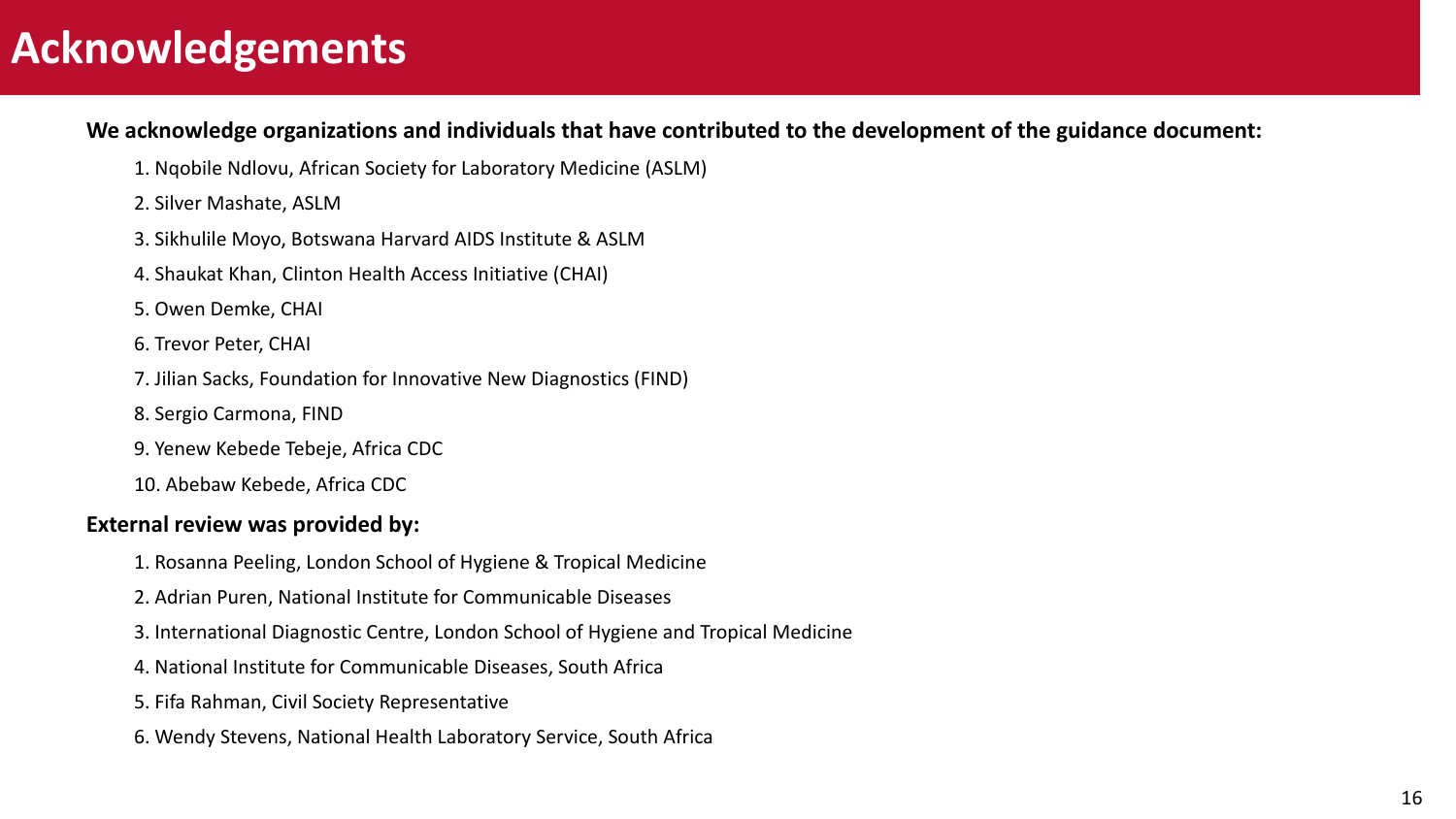# Acknowledgements

**We acknowledge organizations and individuals that have contributed to the development of the guidance document:**

1. Nqobile Ndlovu, African Society for Laboratory Medicine (ASLM)
2. Silver Mashate, ASLM
3. Sikhulile Moyo, Botswana Harvard AIDS Institute & ASLM
4. Shaukat Khan, Clinton Health Access Initiative (CHAI)
5. Owen Demke, CHAI
6. Trevor Peter, CHAI
7. Jilian Sacks, Foundation for Innovative New Diagnostics (FIND)
8. Sergio Carmona, FIND
9. Yenew Kebede Tebeje, Africa CDC
10. Abebaw Kebede, Africa CDC

**External review was provided by:**

1. Rosanna Peeling, London School of Hygiene & Tropical Medicine
2. Adrian Puren, National Institute for Communicable Diseases
3. International Diagnostic Centre, London School of Hygiene and Tropical Medicine
4. National Institute for Communicable Diseases, South Africa
5. Fifa Rahman, Civil Society Representative
6. Wendy Stevens, National Health Laboratory Service, South Africa